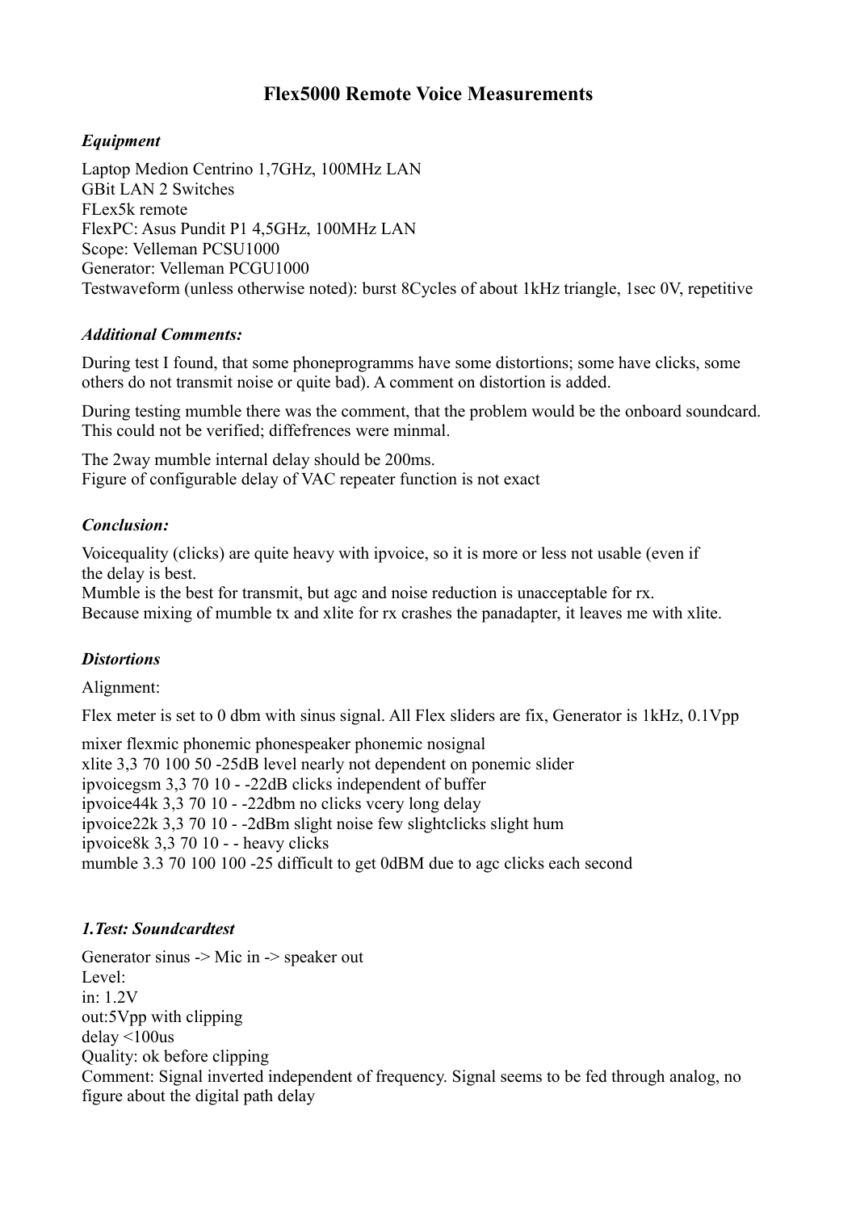# Flex5000 Remote Voice Measurements

### *Equipment*

Laptop Medion Centrino 1,7GHz, 100MHz LAN
GBit LAN 2 Switches
FLex5k remote
FlexPC: Asus Pundit P1 4,5GHz, 100MHz LAN
Scope: Velleman PCSU1000
Generator: Velleman PCGU1000
Testwaveform (unless otherwise noted): burst 8Cycles of about 1kHz triangle, 1sec 0V, repetitive

### *Additional Comments:*

During test I found, that some phoneprogramms have some distortions; some have clicks, some others do not transmit noise or quite bad). A comment on distortion is added.

During testing mumble there was the comment, that the problem would be the onboard soundcard. This could not be verified; diffefrences were minmal.

The 2way mumble internal delay should be 200ms.
Figure of configurable delay of VAC repeater function is not exact

### *Conclusion:*

Voicequality (clicks) are quite heavy with ipvoice, so it is more or less not usable (even if the delay is best.
Mumble is the best for transmit, but agc and noise reduction is unacceptable for rx.
Because mixing of mumble tx and xlite for rx crashes the panadapter, it leaves me with xlite.

### *Distortions*

Alignment:

Flex meter is set to 0 dbm with sinus signal. All Flex sliders are fix, Generator is 1kHz, 0.1Vpp

mixer flexmic phonemic phonespeaker phonemic nosignal
xlite 3,3 70 100 50 -25dB level nearly not dependent on ponemic slider
ipvoicegsm 3,3 70 10 - -22dB clicks independent of buffer
ipvoice44k 3,3 70 10 - -22dbm no clicks vcery long delay
ipvoice22k 3,3 70 10 - -2dBm slight noise few slightclicks slight hum
ipvoice8k 3,3 70 10 - - heavy clicks
mumble 3.3 70 100 100 -25 difficult to get 0dBM due to agc clicks each second

### *1.Test: Soundcardtest*

Generator sinus -> Mic in -> speaker out
Level:
in: 1.2V
out:5Vpp with clipping
delay <100us
Quality: ok before clipping
Comment: Signal inverted independent of frequency. Signal seems to be fed through analog, no figure about the digital path delay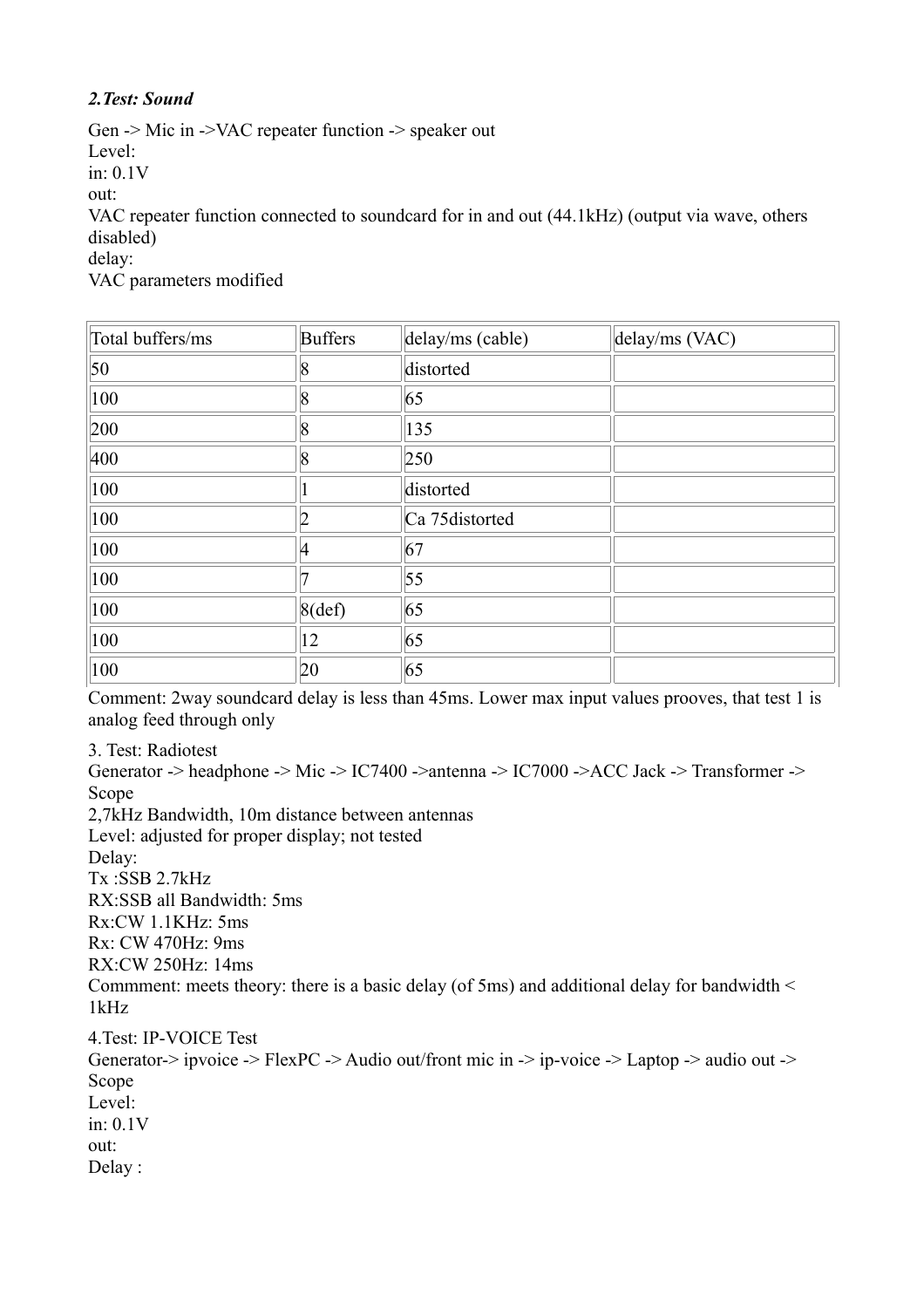***2.Test: Sound***

Gen -> Mic in ->VAC repeater function -> speaker out
Level:
in: 0.1V
out:
VAC repeater function connected to soundcard for in and out (44.1kHz) (output via wave, others disabled)
delay:
VAC parameters modified

| Total buffers/ms | Buffers | delay/ms (cable) | delay/ms (VAC) |
|---|---|---|---|
| 50 | 8 | distorted | |
| 100 | 8 | 65 | |
| 200 | 8 | 135 | |
| 400 | 8 | 250 | |
| 100 | 1 | distorted | |
| 100 | 2 | Ca 75distorted | |
| 100 | 4 | 67 | |
| 100 | 7 | 55 | |
| 100 | 8(def) | 65 | |
| 100 | 12 | 65 | |
| 100 | 20 | 65 | |

Comment: 2way soundcard delay is less than 45ms. Lower max input values prooves, that test 1 is analog feed through only

3. Test: Radiotest
Generator -> headphone -> Mic -> IC7400 ->antenna -> IC7000 ->ACC Jack -> Transformer -> Scope
2,7kHz Bandwidth, 10m distance between antennas
Level: adjusted for proper display; not tested
Delay:
Tx :SSB 2.7kHz
RX:SSB all Bandwidth: 5ms
Rx:CW 1.1KHz: 5ms
Rx: CW 470Hz: 9ms
RX:CW 250Hz: 14ms
Commment: meets theory: there is a basic delay (of 5ms) and additional delay for bandwidth < 1kHz

4.Test: IP-VOICE Test
Generator-> ipvoice -> FlexPC -> Audio out/front mic in -> ip-voice -> Laptop -> audio out -> Scope
Level:
in: 0.1V
out:
Delay :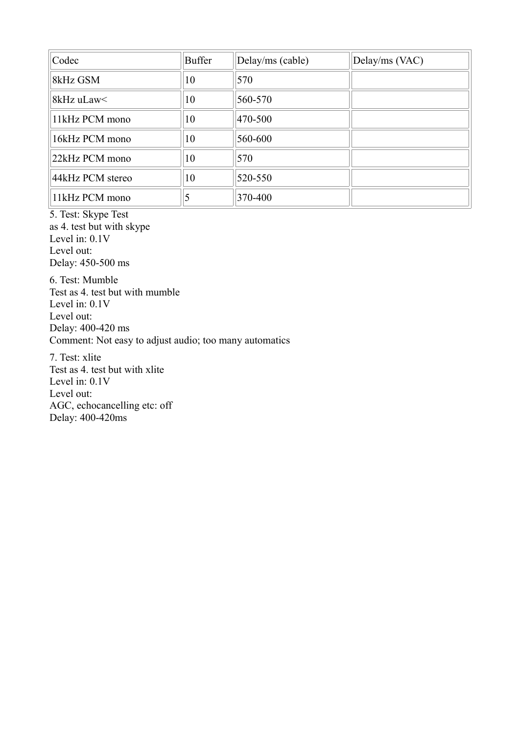| Codec | Buffer | Delay/ms (cable) | Delay/ms (VAC) |
| --- | --- | --- | --- |
| 8kHz GSM | 10 | 570 | |
| 8kHz uLaw< | 10 | 560-570 | |
| 11kHz PCM mono | 10 | 470-500 | |
| 16kHz PCM mono | 10 | 560-600 | |
| 22kHz PCM mono | 10 | 570 | |
| 44kHz PCM stereo | 10 | 520-550 | |
| 11kHz PCM mono | 5 | 370-400 | |

5. Test: Skype Test
as 4. test but with skype
Level in: 0.1V
Level out:
Delay: 450-500 ms

6. Test: Mumble
Test as 4. test but with mumble
Level in: 0.1V
Level out:
Delay: 400-420 ms
Comment: Not easy to adjust audio; too many automatics

7. Test: xlite
Test as 4. test but with xlite
Level in: 0.1V
Level out:
AGC, echocancelling etc: off
Delay: 400-420ms